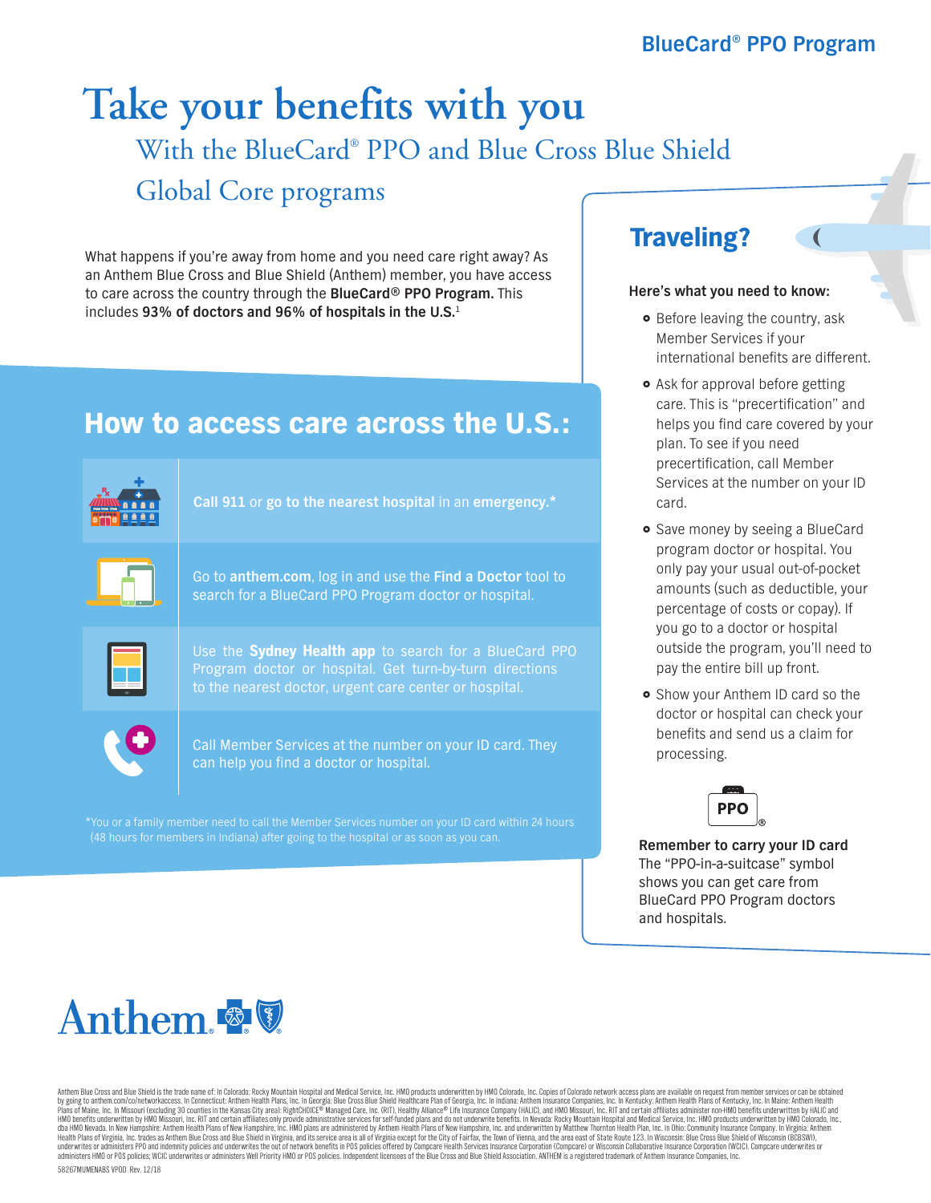BlueCard® PPO Program

# Take your benefits with you

## With the BlueCard® PPO and Blue Cross Blue Shield Global Core programs

What happens if you're away from home and you need care right away? As an Anthem Blue Cross and Blue Shield (Anthem) member, you have access to care across the country through the **BlueCard® PPO Program.** This includes **93% of doctors and 96% of hospitals in the U.S.**[1]

## How to access care across the U.S.:

- **Call 911** or **go to the nearest hospital** in an **emergency.***
- Go to **anthem.com**, log in and use the **Find a Doctor** tool to search for a BlueCard PPO Program doctor or hospital.
- Use the **Sydney Health app** to search for a BlueCard PPO Program doctor or hospital. Get turn-by-turn directions to the nearest doctor, urgent care center or hospital.
- Call Member Services at the number on your ID card. They can help you find a doctor or hospital.

*You or a family member need to call the Member Services number on your ID card within 24 hours (48 hours for members in Indiana) after going to the hospital or as soon as you can.

## Traveling?

**Here's what you need to know:**

- Before leaving the country, ask Member Services if your international benefits are different.
- Ask for approval before getting care. This is "precertification" and helps you find care covered by your plan. To see if you need precertification, call Member Services at the number on your ID card.
- Save money by seeing a BlueCard program doctor or hospital. You only pay your usual out-of-pocket amounts (such as deductible, your percentage of costs or copay). If you go to a doctor or hospital outside the program, you'll need to pay the entire bill up front.
- Show your Anthem ID card so the doctor or hospital can check your benefits and send us a claim for processing.

**Remember to carry your ID card**
The "PPO-in-a-suitcase" symbol shows you can get care from BlueCard PPO Program doctors and hospitals.

Anthem

Anthem Blue Cross and Blue Shield is the trade name of: In Colorado: Rocky Mountain Hospital and Medical Service, Inc. HMO products underwritten by HMO Colorado, Inc. Copies of Colorado network access plans are available on request from member services or can be obtained by going to anthem.com/co/networkaccess. In Connecticut: Anthem Health Plans, Inc. In Georgia: Blue Cross Blue Shield Healthcare Plan of Georgia, Inc. In Indiana: Anthem Insurance Companies, Inc. In Kentucky: Anthem Health Plans of Kentucky, Inc. In Maine: Anthem Health Plans of Maine, Inc. In Missouri (excluding 30 counties in the Kansas City area): RightCHOICE® Managed Care, Inc. (RIT), Healthy Alliance® Life Insurance Company (HALIC), and HMO Missouri, Inc. RIT and certain affiliates administer non-HMO benefits underwritten by HALIC and HMO benefits underwritten by HMO Missouri, Inc. RIT and certain affiliates only provide administrative services for self-funded plans and do not underwrite benefits. In Nevada: Rocky Mountain Hospital and Medical Service, Inc. HMO products underwritten by HMO Colorado, Inc., dba HMO Nevada. In New Hampshire: Anthem Health Plans of New Hampshire, Inc. HMO plans are administered by Anthem Health Plans of New Hampshire, Inc. and underwritten by Matthew Thornton Health Plan, Inc. In Ohio: Community Insurance Company. In Virginia: Anthem Health Plans of Virginia, Inc. trades as Anthem Blue Cross and Blue Shield in Virginia, and its service area is all of Virginia except for the City of Fairfax, the Town of Vienna, and the area east of State Route 123. In Wisconsin: Blue Cross Blue Shield of Wisconsin (BCBSWI), underwrites or administers PPO and indemnity policies and underwrites the out of network benefits in POS policies offered by Compcare Health Services Insurance Corporation (Compcare) or Wisconsin Collaborative Insurance Corporation (WCIC). Compcare underwrites or administers HMO or POS policies; WCIC underwrites or administers Well Priority HMO or POS policies. Independent licensees of the Blue Cross and Blue Shield Association. ANTHEM is a registered trademark of Anthem Insurance Companies, Inc.

58267MUMENABS VPOD Rev. 12/18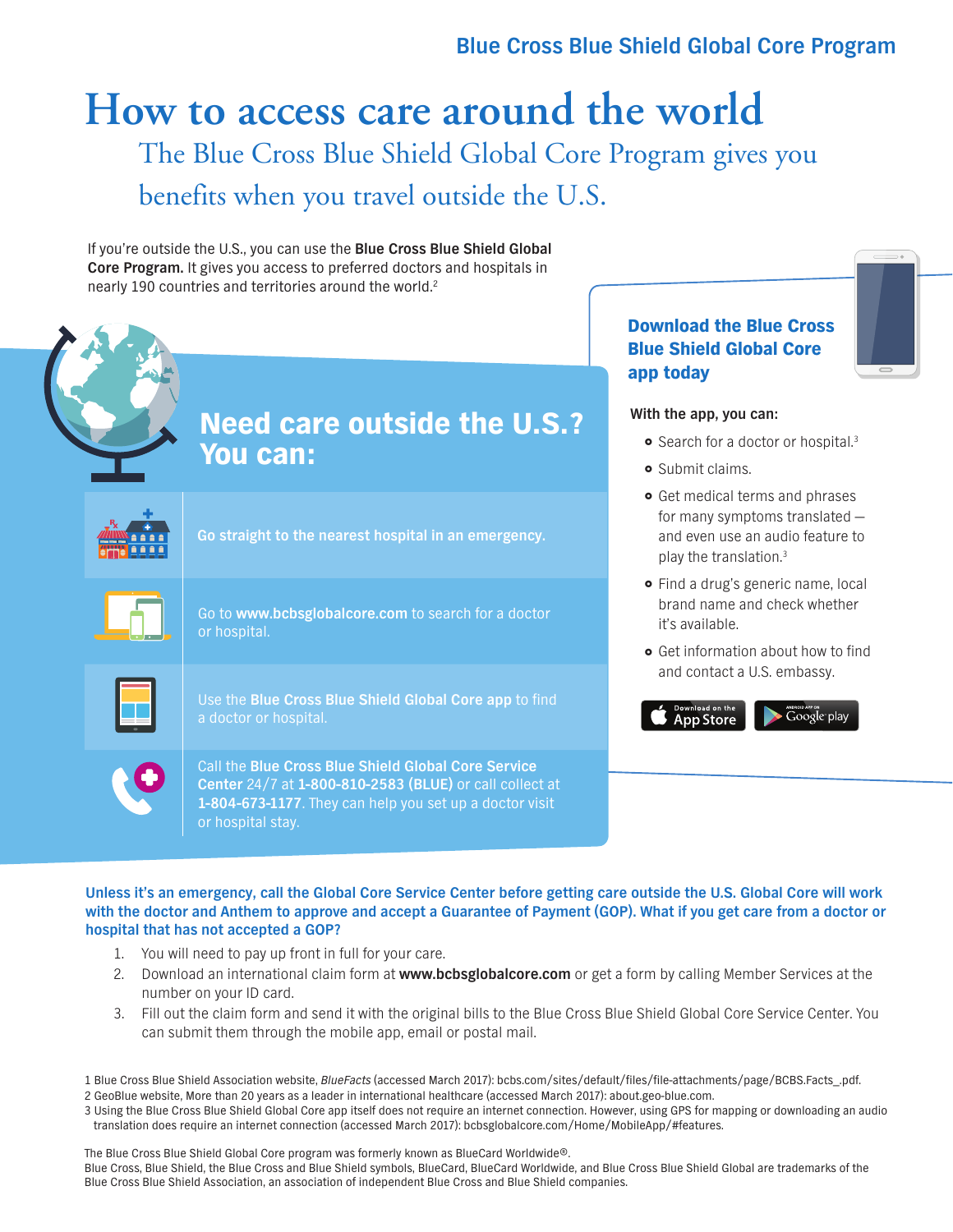Blue Cross Blue Shield Global Core Program

# How to access care around the world

## The Blue Cross Blue Shield Global Core Program gives you benefits when you travel outside the U.S.

If you're outside the U.S., you can use the **Blue Cross Blue Shield Global Core Program.** It gives you access to preferred doctors and hospitals in nearly 190 countries and territories around the world.[2]

## Need care outside the U.S.? You can:

- **Go straight to the nearest hospital in an emergency.**
- Go to **www.bcbsglobalcore.com** to search for a doctor or hospital.
- Use the **Blue Cross Blue Shield Global Core app** to find a doctor or hospital.
- Call the **Blue Cross Blue Shield Global Core Service Center** 24/7 at **1-800-810-2583 (BLUE)** or call collect at **1-804-673-1177**. They can help you set up a doctor visit or hospital stay.

## Download the Blue Cross Blue Shield Global Core app today

**With the app, you can:**

- Search for a doctor or hospital.[3]
- Submit claims.
- Get medical terms and phrases for many symptoms translated — and even use an audio feature to play the translation.[3]
- Find a drug's generic name, local brand name and check whether it's available.
- Get information about how to find and contact a U.S. embassy.

Download on the App Store | Android App on Google play

**Unless it's an emergency, call the Global Core Service Center before getting care outside the U.S. Global Core will work with the doctor and Anthem to approve and accept a Guarantee of Payment (GOP). What if you get care from a doctor or hospital that has not accepted a GOP?**

1. You will need to pay up front in full for your care.
2. Download an international claim form at **www.bcbsglobalcore.com** or get a form by calling Member Services at the number on your ID card.
3. Fill out the claim form and send it with the original bills to the Blue Cross Blue Shield Global Core Service Center. You can submit them through the mobile app, email or postal mail.

1 Blue Cross Blue Shield Association website, *BlueFacts* (accessed March 2017): bcbs.com/sites/default/files/file-attachments/page/BCBS.Facts_.pdf.
2 GeoBlue website, More than 20 years as a leader in international healthcare (accessed March 2017): about.geo-blue.com.
3 Using the Blue Cross Blue Shield Global Core app itself does not require an internet connection. However, using GPS for mapping or downloading an audio translation does require an internet connection (accessed March 2017): bcbsglobalcore.com/Home/MobileApp/#features.

The Blue Cross Blue Shield Global Core program was formerly known as BlueCard Worldwide®.
Blue Cross, Blue Shield, the Blue Cross and Blue Shield symbols, BlueCard, BlueCard Worldwide, and Blue Cross Blue Shield Global are trademarks of the Blue Cross Blue Shield Association, an association of independent Blue Cross and Blue Shield companies.